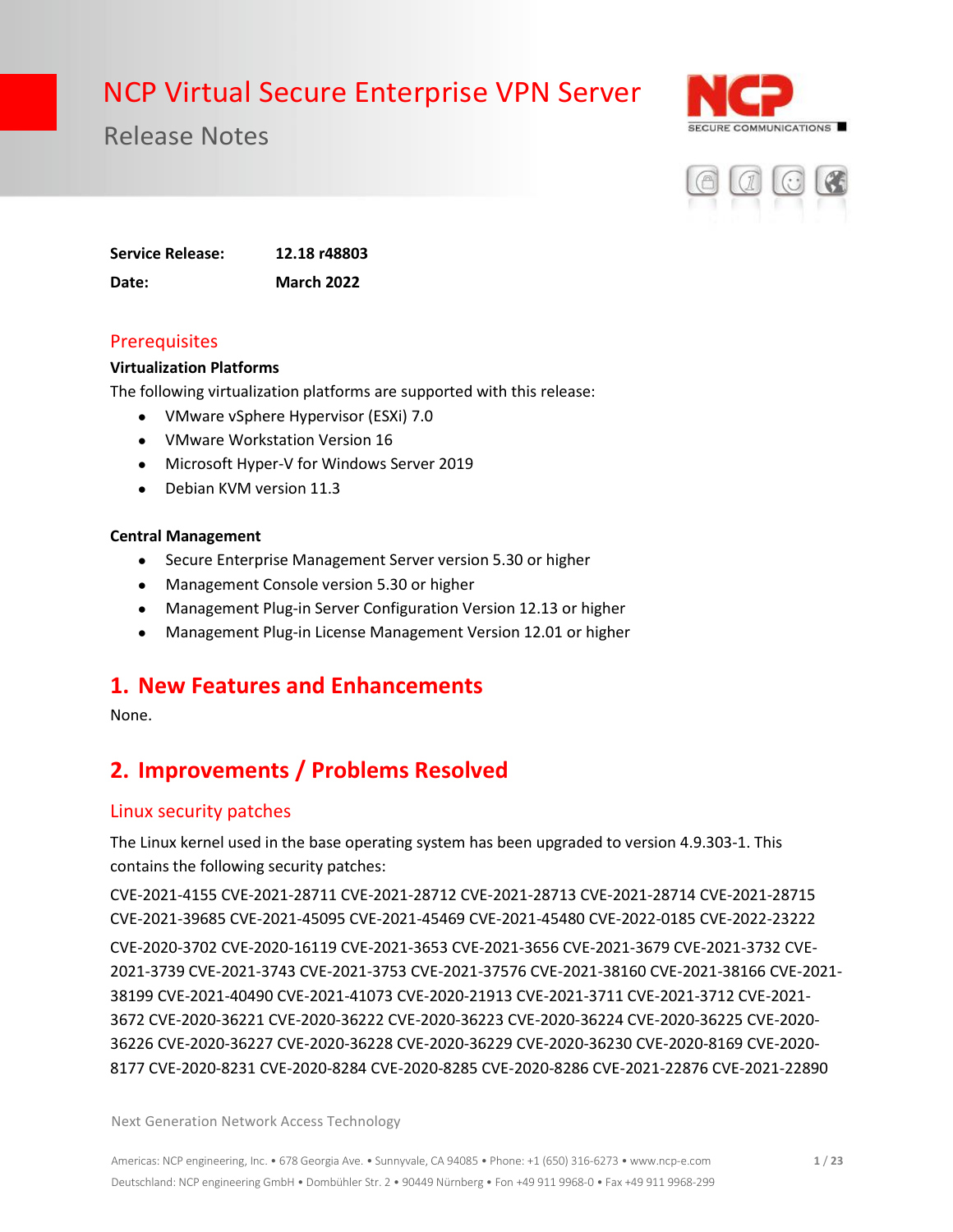# NCP Virtual Secure Enterprise VPN Server

## Release Notes

| | |
|---|---|
| **Service Release:** | **12.18 r48803** |
| **Date:** | **March 2022** |

## Prerequisites

**Virtualization Platforms**

The following virtualization platforms are supported with this release:

- VMware vSphere Hypervisor (ESXi) 7.0
- VMware Workstation Version 16
- Microsoft Hyper-V for Windows Server 2019
- Debian KVM version 11.3

**Central Management**

- Secure Enterprise Management Server version 5.30 or higher
- Management Console version 5.30 or higher
- Management Plug-in Server Configuration Version 12.13 or higher
- Management Plug-in License Management Version 12.01 or higher

# 1. New Features and Enhancements

None.

# 2. Improvements / Problems Resolved

## Linux security patches

The Linux kernel used in the base operating system has been upgraded to version 4.9.303-1. This contains the following security patches:

CVE-2021-4155 CVE-2021-28711 CVE-2021-28712 CVE-2021-28713 CVE-2021-28714 CVE-2021-28715 CVE-2021-39685 CVE-2021-45095 CVE-2021-45469 CVE-2021-45480 CVE-2022-0185 CVE-2022-23222

CVE-2020-3702 CVE-2020-16119 CVE-2021-3653 CVE-2021-3656 CVE-2021-3679 CVE-2021-3732 CVE-2021-3739 CVE-2021-3743 CVE-2021-3753 CVE-2021-37576 CVE-2021-38160 CVE-2021-38166 CVE-2021-38199 CVE-2021-40490 CVE-2021-41073 CVE-2020-21913 CVE-2021-3711 CVE-2021-3712 CVE-2021-3672 CVE-2020-36221 CVE-2020-36222 CVE-2020-36223 CVE-2020-36224 CVE-2020-36225 CVE-2020-36226 CVE-2020-36227 CVE-2020-36228 CVE-2020-36229 CVE-2020-36230 CVE-2020-8169 CVE-2020-8177 CVE-2020-8231 CVE-2020-8284 CVE-2020-8285 CVE-2020-8286 CVE-2021-22876 CVE-2021-22890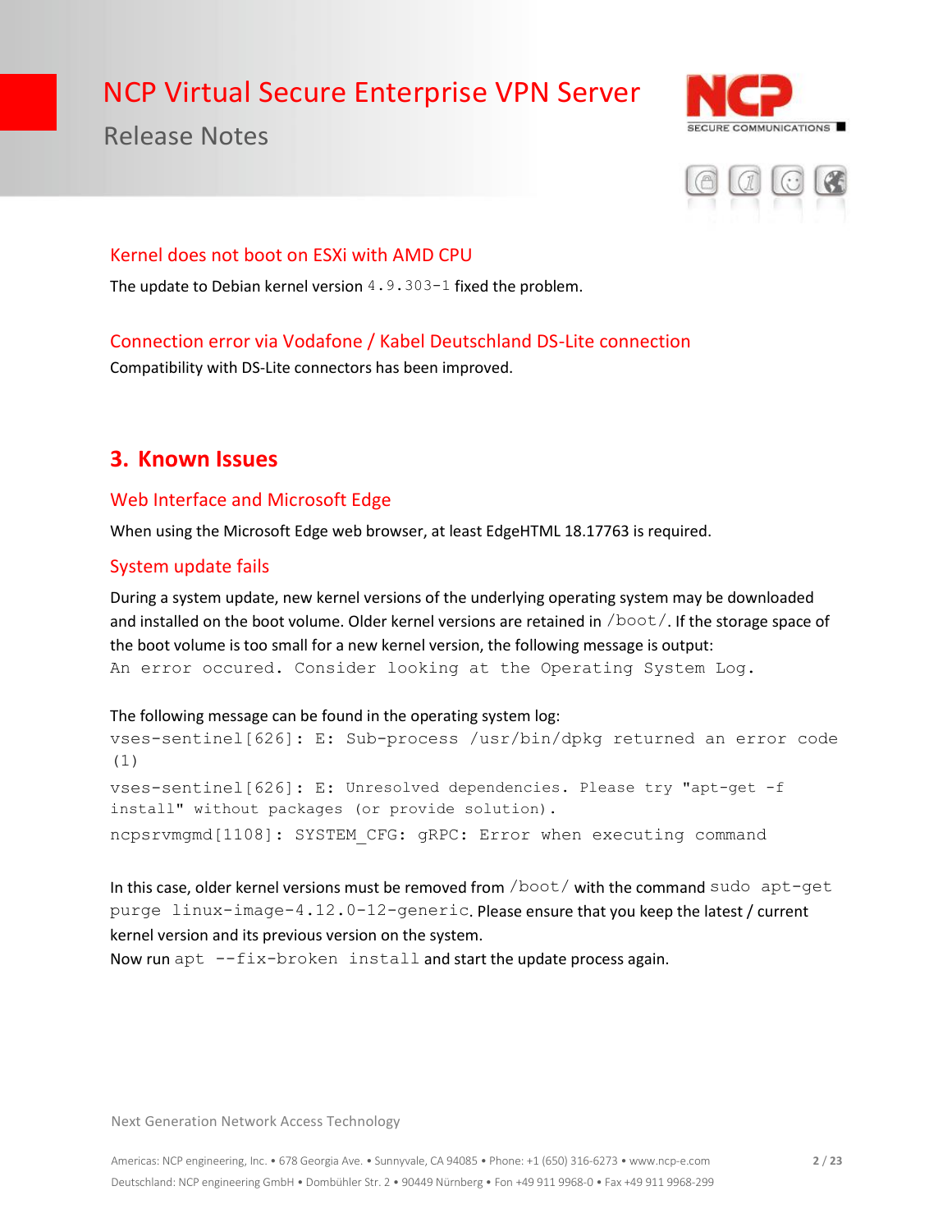### Kernel does not boot on ESXi with AMD CPU

The update to Debian kernel version `4.9.303-1` fixed the problem.

### Connection error via Vodafone / Kabel Deutschland DS-Lite connection

Compatibility with DS-Lite connectors has been improved.

## 3. Known Issues

### Web Interface and Microsoft Edge

When using the Microsoft Edge web browser, at least EdgeHTML 18.17763 is required.

### System update fails

During a system update, new kernel versions of the underlying operating system may be downloaded and installed on the boot volume. Older kernel versions are retained in `/boot/`. If the storage space of the boot volume is too small for a new kernel version, the following message is output:

```
An error occured. Consider looking at the Operating System Log.
```

The following message can be found in the operating system log:

```
vses-sentinel[626]: E: Sub-process /usr/bin/dpkg returned an error code (1)
vses-sentinel[626]: E: Unresolved dependencies. Please try "apt-get -f install" without packages (or provide solution).
ncpsrvmgmd[1108]: SYSTEM_CFG: gRPC: Error when executing command
```

In this case, older kernel versions must be removed from `/boot/` with the command `sudo apt-get purge linux-image-4.12.0-12-generic`. Please ensure that you keep the latest / current kernel version and its previous version on the system.
Now run `apt --fix-broken install` and start the update process again.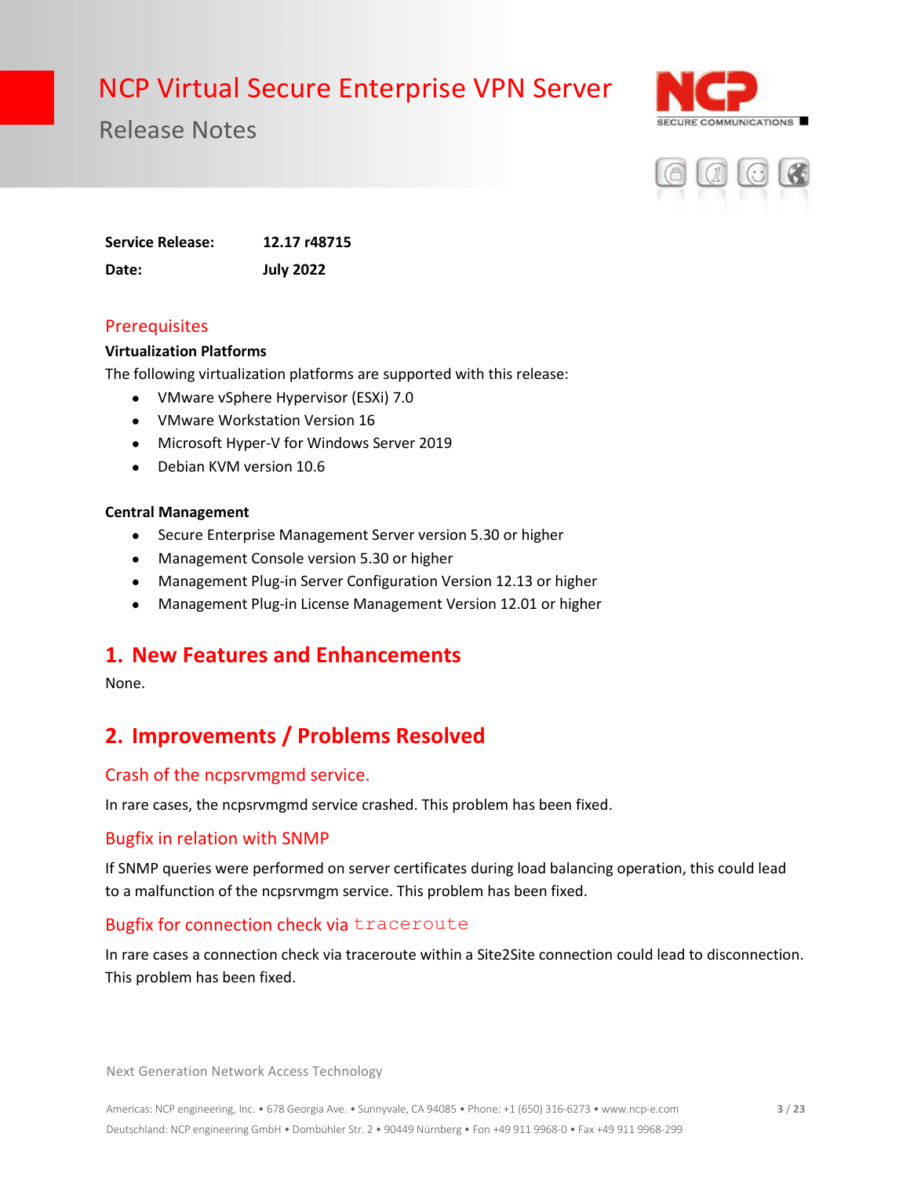# NCP Virtual Secure Enterprise VPN Server

Release Notes

| | |
|---|---|
| **Service Release:** | **12.17 r48715** |
| **Date:** | **July 2022** |

## Prerequisites

**Virtualization Platforms**

The following virtualization platforms are supported with this release:

- VMware vSphere Hypervisor (ESXi) 7.0
- VMware Workstation Version 16
- Microsoft Hyper-V for Windows Server 2019
- Debian KVM version 10.6

**Central Management**

- Secure Enterprise Management Server version 5.30 or higher
- Management Console version 5.30 or higher
- Management Plug-in Server Configuration Version 12.13 or higher
- Management Plug-in License Management Version 12.01 or higher

## 1. New Features and Enhancements

None.

## 2. Improvements / Problems Resolved

### Crash of the ncpsrvmgmd service.

In rare cases, the ncpsrvmgmd service crashed. This problem has been fixed.

### Bugfix in relation with SNMP

If SNMP queries were performed on server certificates during load balancing operation, this could lead to a malfunction of the ncpsrvmgm service. This problem has been fixed.

### Bugfix for connection check via `traceroute`

In rare cases a connection check via traceroute within a Site2Site connection could lead to disconnection. This problem has been fixed.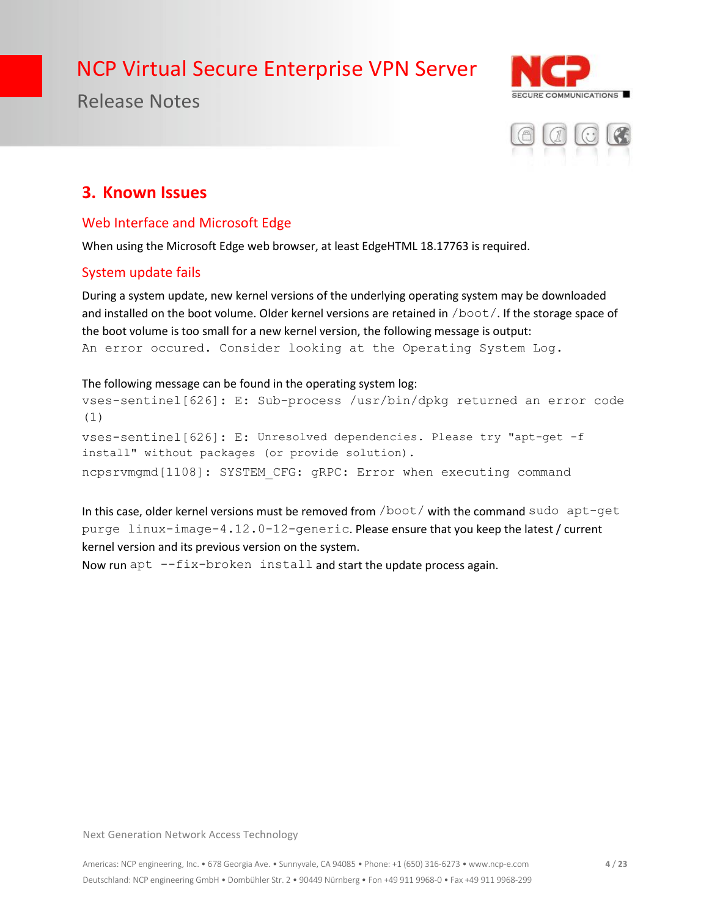## 3. Known Issues

### Web Interface and Microsoft Edge

When using the Microsoft Edge web browser, at least EdgeHTML 18.17763 is required.

### System update fails

During a system update, new kernel versions of the underlying operating system may be downloaded and installed on the boot volume. Older kernel versions are retained in `/boot/`. If the storage space of the boot volume is too small for a new kernel version, the following message is output:

```
An error occured. Consider looking at the Operating System Log.
```

The following message can be found in the operating system log:

```
vses-sentinel[626]: E: Sub-process /usr/bin/dpkg returned an error code (1)
vses-sentinel[626]: E: Unresolved dependencies. Please try "apt-get -f install" without packages (or provide solution).
ncpsrvmgmd[1108]: SYSTEM_CFG: gRPC: Error when executing command
```

In this case, older kernel versions must be removed from `/boot/` with the command `sudo apt-get purge linux-image-4.12.0-12-generic`. Please ensure that you keep the latest / current kernel version and its previous version on the system.
Now run `apt --fix-broken install` and start the update process again.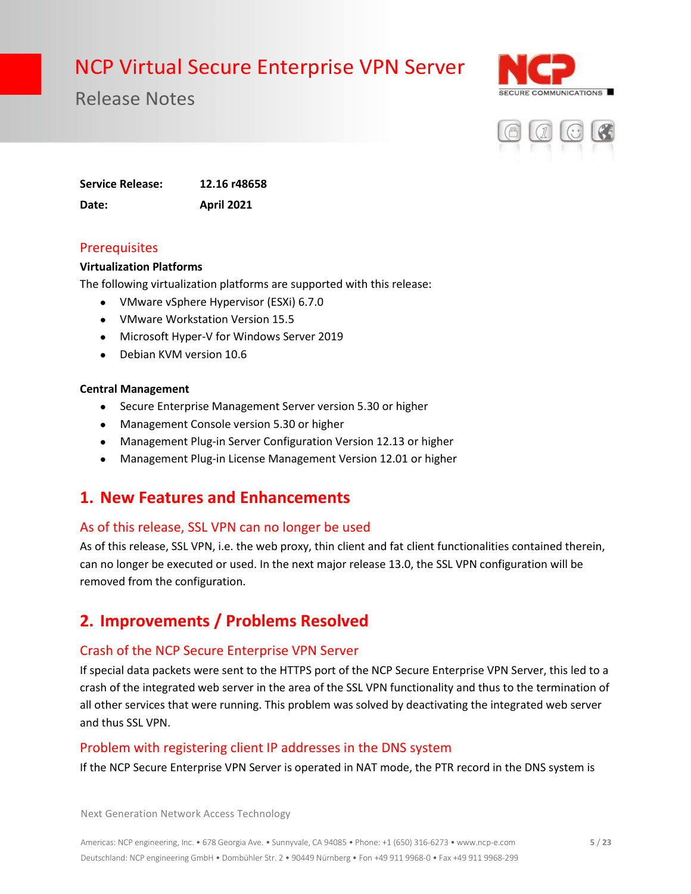# NCP Virtual Secure Enterprise VPN Server

Release Notes

**Service Release:** **12.16 r48658**

**Date:** **April 2021**

## Prerequisites

**Virtualization Platforms**

The following virtualization platforms are supported with this release:

- VMware vSphere Hypervisor (ESXi) 6.7.0
- VMware Workstation Version 15.5
- Microsoft Hyper-V for Windows Server 2019
- Debian KVM version 10.6

**Central Management**

- Secure Enterprise Management Server version 5.30 or higher
- Management Console version 5.30 or higher
- Management Plug-in Server Configuration Version 12.13 or higher
- Management Plug-in License Management Version 12.01 or higher

## 1. New Features and Enhancements

### As of this release, SSL VPN can no longer be used

As of this release, SSL VPN, i.e. the web proxy, thin client and fat client functionalities contained therein, can no longer be executed or used. In the next major release 13.0, the SSL VPN configuration will be removed from the configuration.

## 2. Improvements / Problems Resolved

### Crash of the NCP Secure Enterprise VPN Server

If special data packets were sent to the HTTPS port of the NCP Secure Enterprise VPN Server, this led to a crash of the integrated web server in the area of the SSL VPN functionality and thus to the termination of all other services that were running. This problem was solved by deactivating the integrated web server and thus SSL VPN.

### Problem with registering client IP addresses in the DNS system

If the NCP Secure Enterprise VPN Server is operated in NAT mode, the PTR record in the DNS system is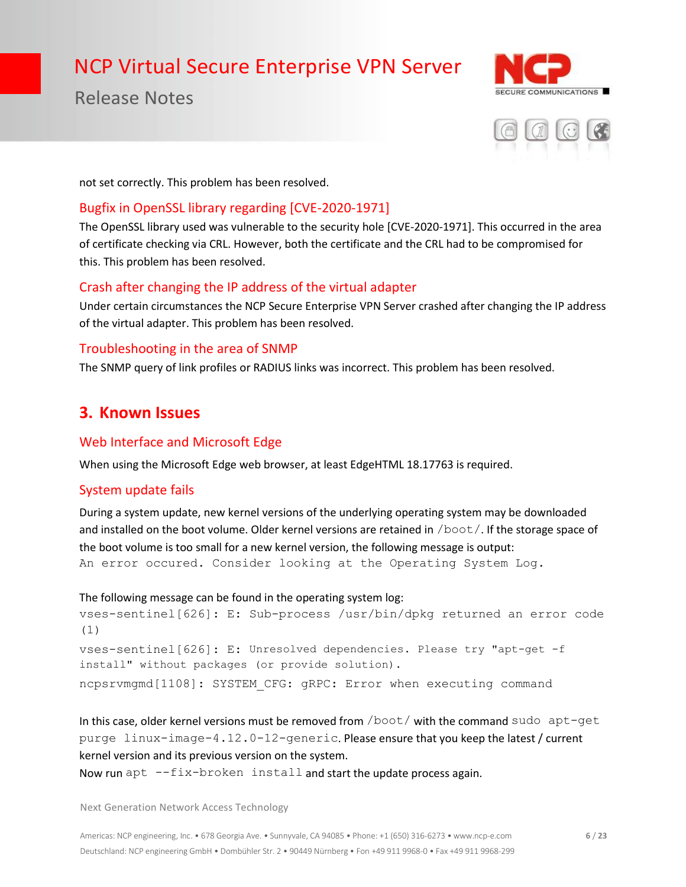not set correctly. This problem has been resolved.

### Bugfix in OpenSSL library regarding [CVE-2020-1971]

The OpenSSL library used was vulnerable to the security hole [CVE-2020-1971]. This occurred in the area of certificate checking via CRL. However, both the certificate and the CRL had to be compromised for this. This problem has been resolved.

### Crash after changing the IP address of the virtual adapter

Under certain circumstances the NCP Secure Enterprise VPN Server crashed after changing the IP address of the virtual adapter. This problem has been resolved.

### Troubleshooting in the area of SNMP

The SNMP query of link profiles or RADIUS links was incorrect. This problem has been resolved.

## 3. Known Issues

### Web Interface and Microsoft Edge

When using the Microsoft Edge web browser, at least EdgeHTML 18.17763 is required.

### System update fails

During a system update, new kernel versions of the underlying operating system may be downloaded and installed on the boot volume. Older kernel versions are retained in `/boot/`. If the storage space of the boot volume is too small for a new kernel version, the following message is output:

```
An error occured. Consider looking at the Operating System Log.
```

The following message can be found in the operating system log:

```
vses-sentinel[626]: E: Sub-process /usr/bin/dpkg returned an error code (1)
vses-sentinel[626]: E: Unresolved dependencies. Please try "apt-get -f install" without packages (or provide solution).
ncpsrvmgmd[1108]: SYSTEM_CFG: gRPC: Error when executing command
```

In this case, older kernel versions must be removed from `/boot/` with the command `sudo apt-get purge linux-image-4.12.0-12-generic`. Please ensure that you keep the latest / current kernel version and its previous version on the system.

Now run `apt --fix-broken install` and start the update process again.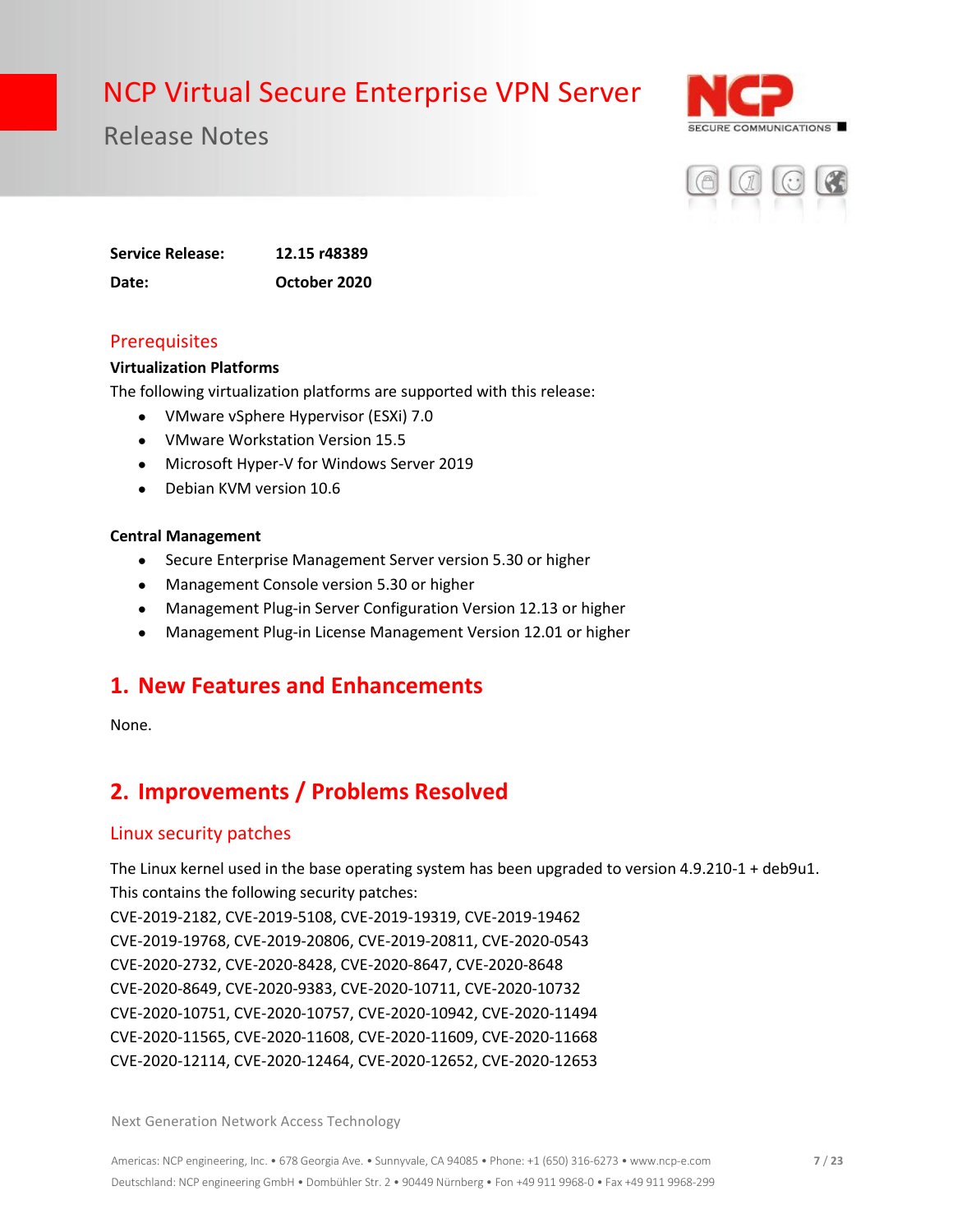# NCP Virtual Secure Enterprise VPN Server

Release Notes

**Service Release:** **12.15 r48389**

**Date:** **October 2020**

## Prerequisites

**Virtualization Platforms**

The following virtualization platforms are supported with this release:

- VMware vSphere Hypervisor (ESXi) 7.0
- VMware Workstation Version 15.5
- Microsoft Hyper-V for Windows Server 2019
- Debian KVM version 10.6

**Central Management**

- Secure Enterprise Management Server version 5.30 or higher
- Management Console version 5.30 or higher
- Management Plug-in Server Configuration Version 12.13 or higher
- Management Plug-in License Management Version 12.01 or higher

## 1. New Features and Enhancements

None.

## 2. Improvements / Problems Resolved

### Linux security patches

The Linux kernel used in the base operating system has been upgraded to version 4.9.210-1 + deb9u1.
This contains the following security patches:
CVE-2019-2182, CVE-2019-5108, CVE-2019-19319, CVE-2019-19462
CVE-2019-19768, CVE-2019-20806, CVE-2019-20811, CVE-2020-0543
CVE-2020-2732, CVE-2020-8428, CVE-2020-8647, CVE-2020-8648
CVE-2020-8649, CVE-2020-9383, CVE-2020-10711, CVE-2020-10732
CVE-2020-10751, CVE-2020-10757, CVE-2020-10942, CVE-2020-11494
CVE-2020-11565, CVE-2020-11608, CVE-2020-11609, CVE-2020-11668
CVE-2020-12114, CVE-2020-12464, CVE-2020-12652, CVE-2020-12653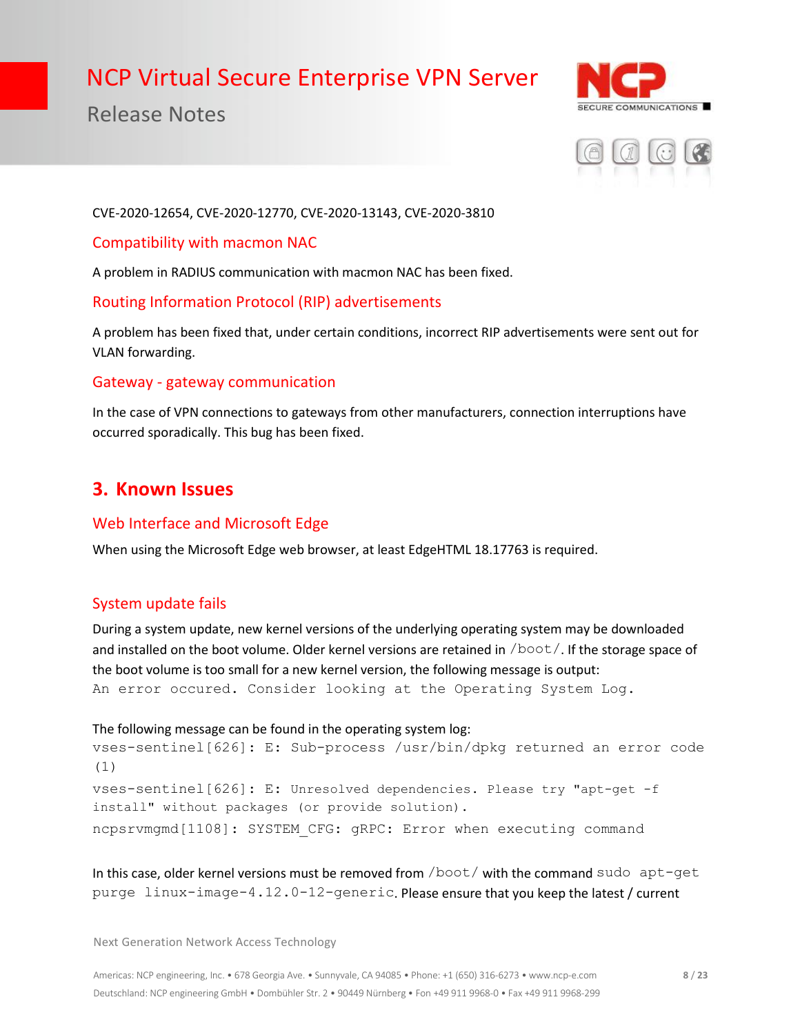CVE-2020-12654, CVE-2020-12770, CVE-2020-13143, CVE-2020-3810

### Compatibility with macmon NAC

A problem in RADIUS communication with macmon NAC has been fixed.

### Routing Information Protocol (RIP) advertisements

A problem has been fixed that, under certain conditions, incorrect RIP advertisements were sent out for VLAN forwarding.

### Gateway - gateway communication

In the case of VPN connections to gateways from other manufacturers, connection interruptions have occurred sporadically. This bug has been fixed.

## 3. Known Issues

### Web Interface and Microsoft Edge

When using the Microsoft Edge web browser, at least EdgeHTML 18.17763 is required.

### System update fails

During a system update, new kernel versions of the underlying operating system may be downloaded and installed on the boot volume. Older kernel versions are retained in `/boot/`. If the storage space of the boot volume is too small for a new kernel version, the following message is output:

```
An error occured. Consider looking at the Operating System Log.
```

The following message can be found in the operating system log:

```
vses-sentinel[626]: E: Sub-process /usr/bin/dpkg returned an error code (1)
vses-sentinel[626]: E: Unresolved dependencies. Please try "apt-get -f install" without packages (or provide solution).
ncpsrvmgmd[1108]: SYSTEM_CFG: gRPC: Error when executing command
```

In this case, older kernel versions must be removed from `/boot/` with the command `sudo apt-get purge linux-image-4.12.0-12-generic`. Please ensure that you keep the latest / current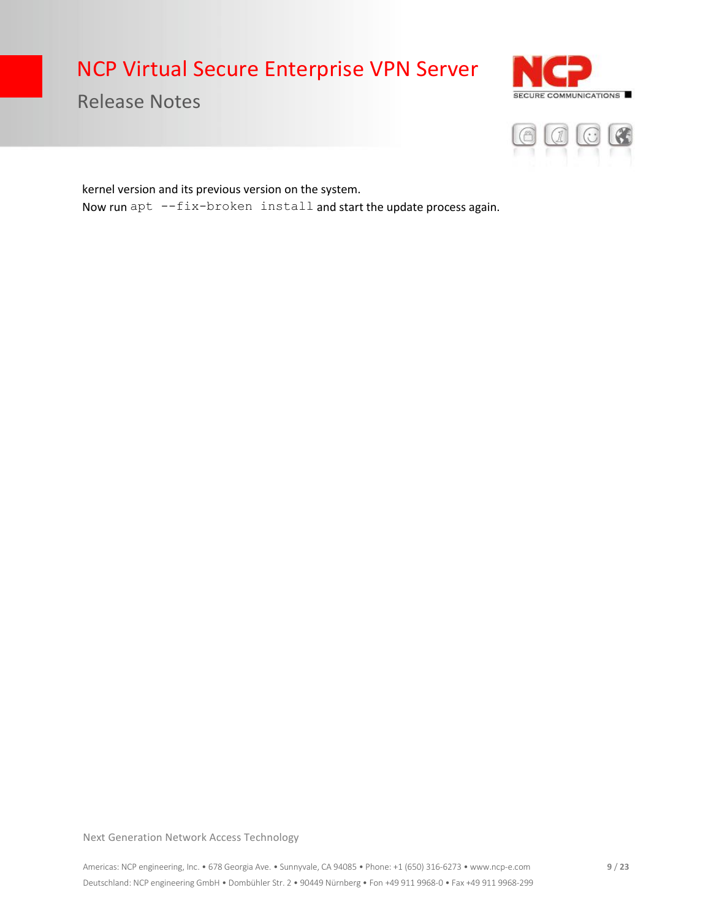kernel version and its previous version on the system.
Now run `apt --fix-broken install` and start the update process again.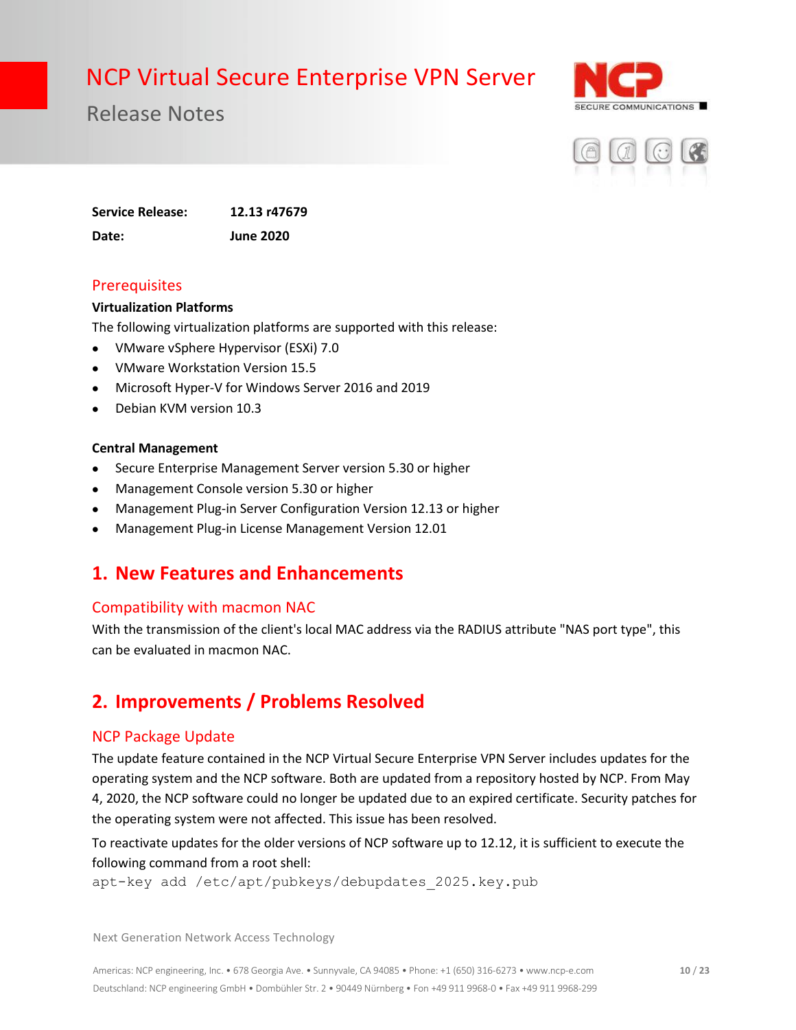# NCP Virtual Secure Enterprise VPN Server

Release Notes

**Service Release:** **12.13 r47679**

**Date:** **June 2020**

## Prerequisites

**Virtualization Platforms**

The following virtualization platforms are supported with this release:

- VMware vSphere Hypervisor (ESXi) 7.0
- VMware Workstation Version 15.5
- Microsoft Hyper-V for Windows Server 2016 and 2019
- Debian KVM version 10.3

**Central Management**

- Secure Enterprise Management Server version 5.30 or higher
- Management Console version 5.30 or higher
- Management Plug-in Server Configuration Version 12.13 or higher
- Management Plug-in License Management Version 12.01

## 1. New Features and Enhancements

### Compatibility with macmon NAC

With the transmission of the client's local MAC address via the RADIUS attribute "NAS port type", this can be evaluated in macmon NAC.

## 2. Improvements / Problems Resolved

### NCP Package Update

The update feature contained in the NCP Virtual Secure Enterprise VPN Server includes updates for the operating system and the NCP software. Both are updated from a repository hosted by NCP. From May 4, 2020, the NCP software could no longer be updated due to an expired certificate. Security patches for the operating system were not affected. This issue has been resolved.

To reactivate updates for the older versions of NCP software up to 12.12, it is sufficient to execute the following command from a root shell:

```
apt-key add /etc/apt/pubkeys/debupdates_2025.key.pub
```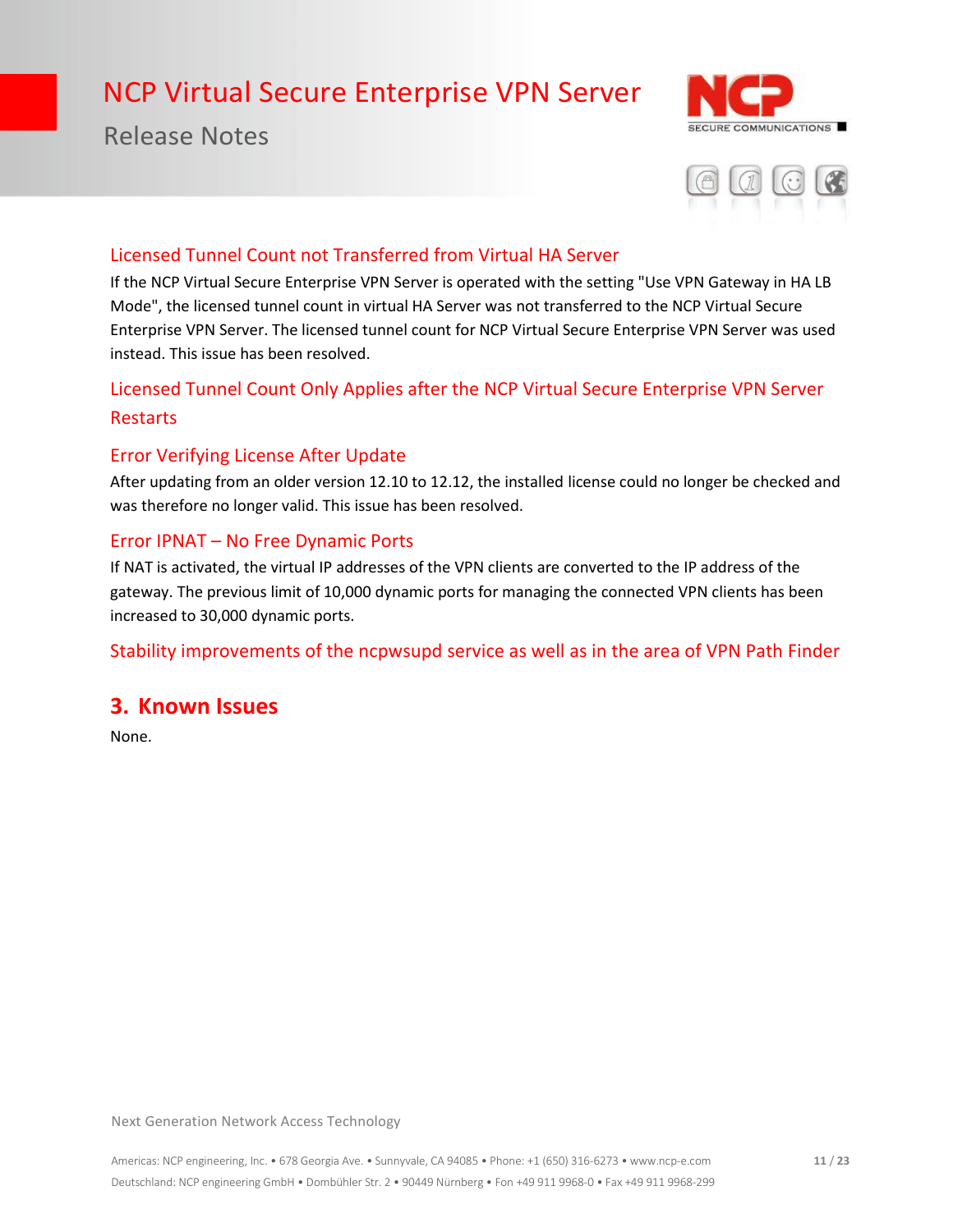### Licensed Tunnel Count not Transferred from Virtual HA Server

If the NCP Virtual Secure Enterprise VPN Server is operated with the setting "Use VPN Gateway in HA LB Mode", the licensed tunnel count in virtual HA Server was not transferred to the NCP Virtual Secure Enterprise VPN Server. The licensed tunnel count for NCP Virtual Secure Enterprise VPN Server was used instead. This issue has been resolved.

### Licensed Tunnel Count Only Applies after the NCP Virtual Secure Enterprise VPN Server Restarts

### Error Verifying License After Update

After updating from an older version 12.10 to 12.12, the installed license could no longer be checked and was therefore no longer valid. This issue has been resolved.

### Error IPNAT – No Free Dynamic Ports

If NAT is activated, the virtual IP addresses of the VPN clients are converted to the IP address of the gateway. The previous limit of 10,000 dynamic ports for managing the connected VPN clients has been increased to 30,000 dynamic ports.

### Stability improvements of the ncpwsupd service as well as in the area of VPN Path Finder

## 3. Known Issues

None.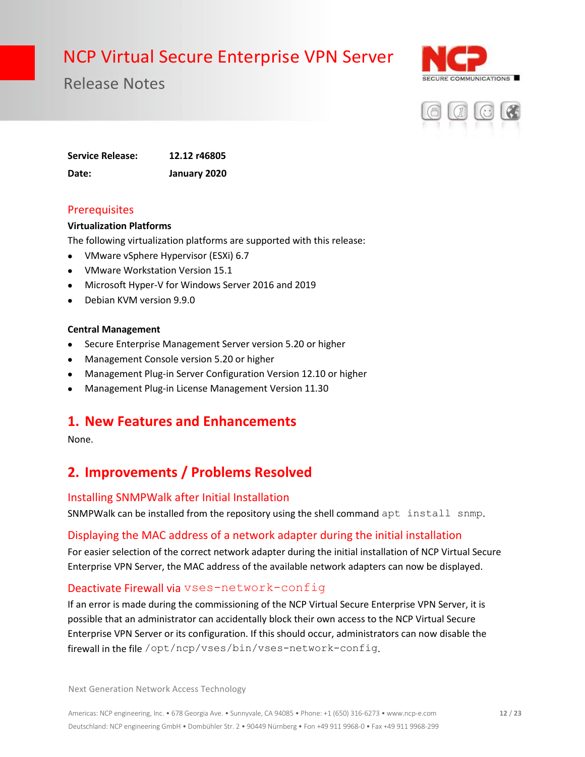# NCP Virtual Secure Enterprise VPN Server

Release Notes

**Service Release:** **12.12 r46805**

**Date:** **January 2020**

## Prerequisites

**Virtualization Platforms**

The following virtualization platforms are supported with this release:

- VMware vSphere Hypervisor (ESXi) 6.7
- VMware Workstation Version 15.1
- Microsoft Hyper-V for Windows Server 2016 and 2019
- Debian KVM version 9.9.0

**Central Management**

- Secure Enterprise Management Server version 5.20 or higher
- Management Console version 5.20 or higher
- Management Plug-in Server Configuration Version 12.10 or higher
- Management Plug-in License Management Version 11.30

## 1. New Features and Enhancements

None.

## 2. Improvements / Problems Resolved

### Installing SNMPWalk after Initial Installation

SNMPWalk can be installed from the repository using the shell command `apt install snmp`.

### Displaying the MAC address of a network adapter during the initial installation

For easier selection of the correct network adapter during the initial installation of NCP Virtual Secure Enterprise VPN Server, the MAC address of the available network adapters can now be displayed.

### Deactivate Firewall via `vses-network-config`

If an error is made during the commissioning of the NCP Virtual Secure Enterprise VPN Server, it is possible that an administrator can accidentally block their own access to the NCP Virtual Secure Enterprise VPN Server or its configuration. If this should occur, administrators can now disable the firewall in the file `/opt/ncp/vses/bin/vses-network-config`.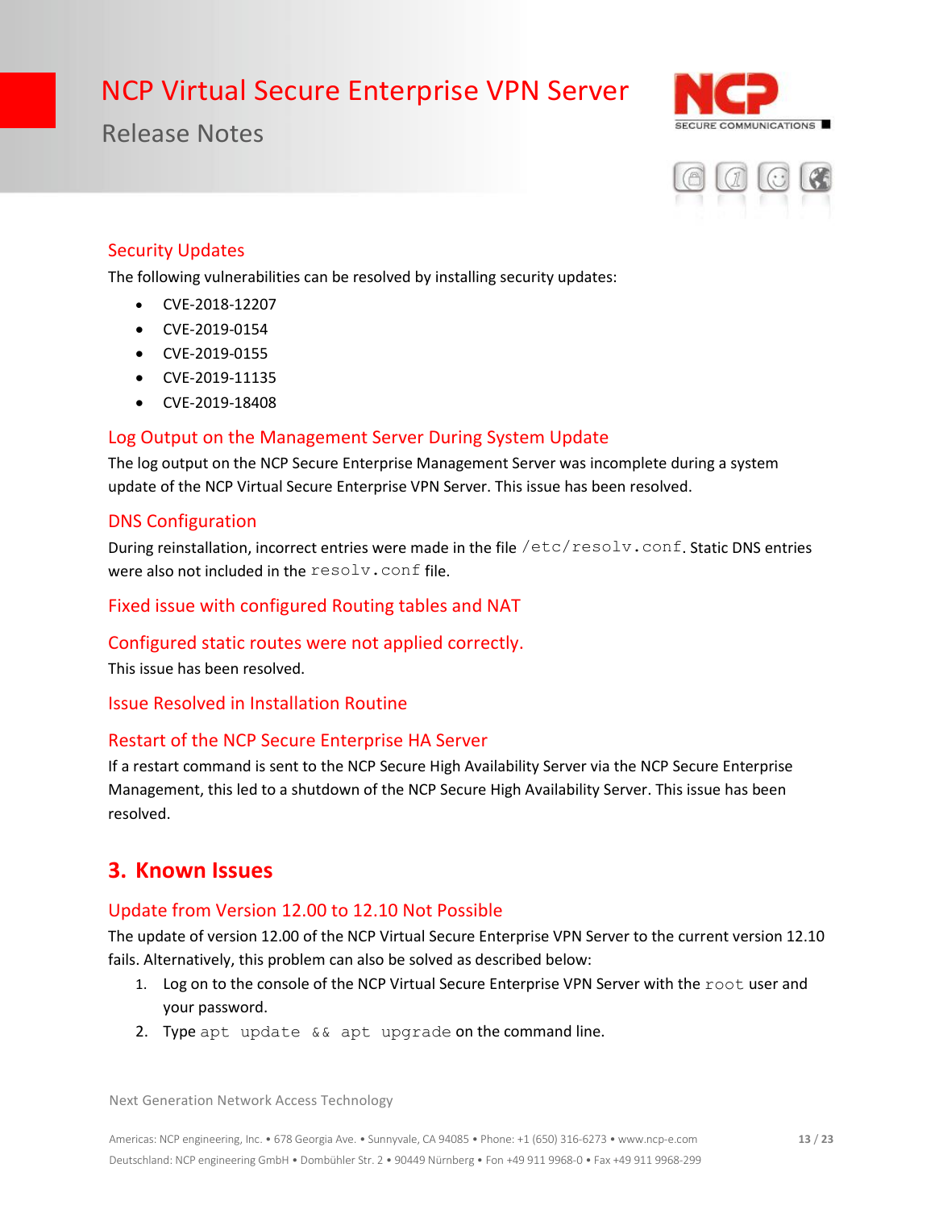## Security Updates

The following vulnerabilities can be resolved by installing security updates:

- CVE-2018-12207
- CVE-2019-0154
- CVE-2019-0155
- CVE-2019-11135
- CVE-2019-18408

## Log Output on the Management Server During System Update

The log output on the NCP Secure Enterprise Management Server was incomplete during a system update of the NCP Virtual Secure Enterprise VPN Server. This issue has been resolved.

## DNS Configuration

During reinstallation, incorrect entries were made in the file `/etc/resolv.conf`. Static DNS entries were also not included in the `resolv.conf` file.

## Fixed issue with configured Routing tables and NAT

## Configured static routes were not applied correctly.

This issue has been resolved.

## Issue Resolved in Installation Routine

## Restart of the NCP Secure Enterprise HA Server

If a restart command is sent to the NCP Secure High Availability Server via the NCP Secure Enterprise Management, this led to a shutdown of the NCP Secure High Availability Server. This issue has been resolved.

# 3. Known Issues

## Update from Version 12.00 to 12.10 Not Possible

The update of version 12.00 of the NCP Virtual Secure Enterprise VPN Server to the current version 12.10 fails. Alternatively, this problem can also be solved as described below:

1. Log on to the console of the NCP Virtual Secure Enterprise VPN Server with the `root` user and your password.
2. Type `apt update && apt upgrade` on the command line.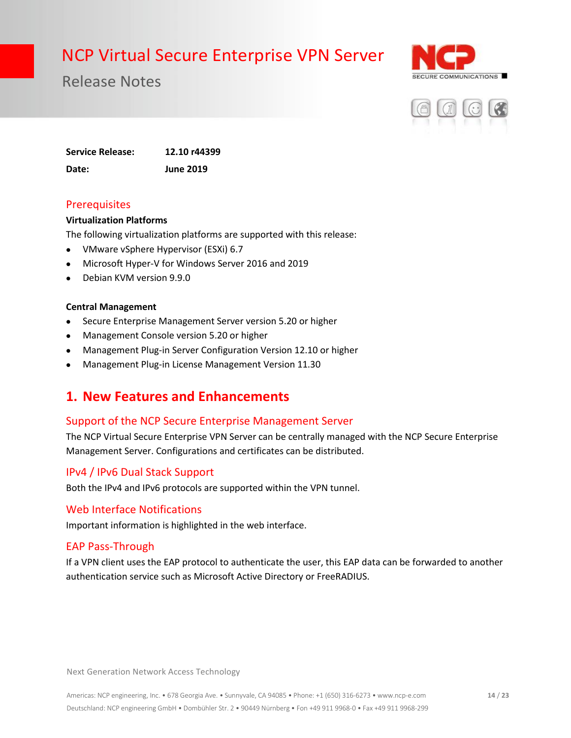# NCP Virtual Secure Enterprise VPN Server

Release Notes

**Service Release:** **12.10 r44399**

**Date:** **June 2019**

## Prerequisites

**Virtualization Platforms**

The following virtualization platforms are supported with this release:

- VMware vSphere Hypervisor (ESXi) 6.7
- Microsoft Hyper-V for Windows Server 2016 and 2019
- Debian KVM version 9.9.0

**Central Management**

- Secure Enterprise Management Server version 5.20 or higher
- Management Console version 5.20 or higher
- Management Plug-in Server Configuration Version 12.10 or higher
- Management Plug-in License Management Version 11.30

## 1. New Features and Enhancements

### Support of the NCP Secure Enterprise Management Server

The NCP Virtual Secure Enterprise VPN Server can be centrally managed with the NCP Secure Enterprise Management Server. Configurations and certificates can be distributed.

### IPv4 / IPv6 Dual Stack Support

Both the IPv4 and IPv6 protocols are supported within the VPN tunnel.

### Web Interface Notifications

Important information is highlighted in the web interface.

### EAP Pass-Through

If a VPN client uses the EAP protocol to authenticate the user, this EAP data can be forwarded to another authentication service such as Microsoft Active Directory or FreeRADIUS.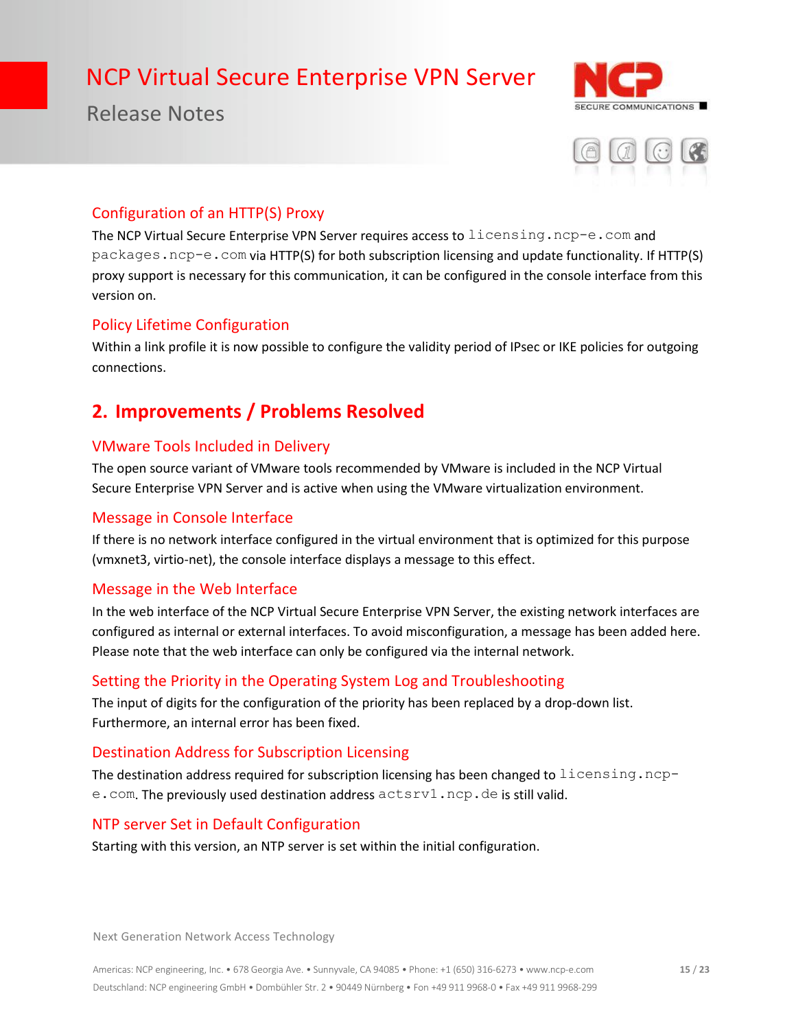### Configuration of an HTTP(S) Proxy

The NCP Virtual Secure Enterprise VPN Server requires access to `licensing.ncp-e.com` and `packages.ncp-e.com` via HTTP(S) for both subscription licensing and update functionality. If HTTP(S) proxy support is necessary for this communication, it can be configured in the console interface from this version on.

### Policy Lifetime Configuration

Within a link profile it is now possible to configure the validity period of IPsec or IKE policies for outgoing connections.

## 2. Improvements / Problems Resolved

### VMware Tools Included in Delivery

The open source variant of VMware tools recommended by VMware is included in the NCP Virtual Secure Enterprise VPN Server and is active when using the VMware virtualization environment.

### Message in Console Interface

If there is no network interface configured in the virtual environment that is optimized for this purpose (vmxnet3, virtio-net), the console interface displays a message to this effect.

### Message in the Web Interface

In the web interface of the NCP Virtual Secure Enterprise VPN Server, the existing network interfaces are configured as internal or external interfaces. To avoid misconfiguration, a message has been added here. Please note that the web interface can only be configured via the internal network.

### Setting the Priority in the Operating System Log and Troubleshooting

The input of digits for the configuration of the priority has been replaced by a drop-down list. Furthermore, an internal error has been fixed.

### Destination Address for Subscription Licensing

The destination address required for subscription licensing has been changed to `licensing.ncp-e.com`. The previously used destination address `actsrv1.ncp.de` is still valid.

### NTP server Set in Default Configuration

Starting with this version, an NTP server is set within the initial configuration.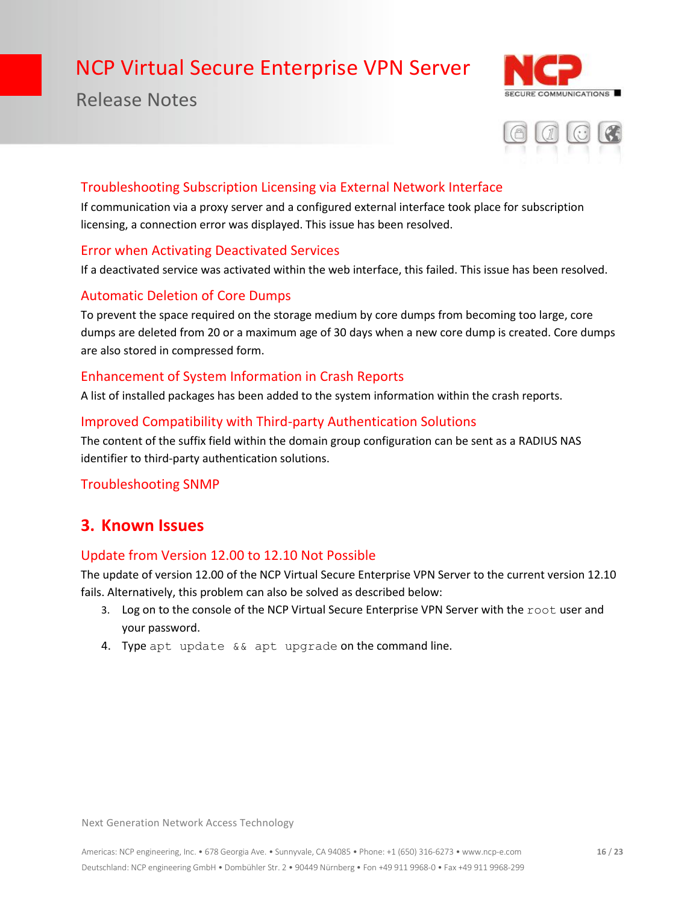### Troubleshooting Subscription Licensing via External Network Interface

If communication via a proxy server and a configured external interface took place for subscription licensing, a connection error was displayed. This issue has been resolved.

### Error when Activating Deactivated Services

If a deactivated service was activated within the web interface, this failed. This issue has been resolved.

### Automatic Deletion of Core Dumps

To prevent the space required on the storage medium by core dumps from becoming too large, core dumps are deleted from 20 or a maximum age of 30 days when a new core dump is created. Core dumps are also stored in compressed form.

### Enhancement of System Information in Crash Reports

A list of installed packages has been added to the system information within the crash reports.

### Improved Compatibility with Third-party Authentication Solutions

The content of the suffix field within the domain group configuration can be sent as a RADIUS NAS identifier to third-party authentication solutions.

### Troubleshooting SNMP

## 3. Known Issues

### Update from Version 12.00 to 12.10 Not Possible

The update of version 12.00 of the NCP Virtual Secure Enterprise VPN Server to the current version 12.10 fails. Alternatively, this problem can also be solved as described below:

3. Log on to the console of the NCP Virtual Secure Enterprise VPN Server with the `root` user and your password.
4. Type `apt update && apt upgrade` on the command line.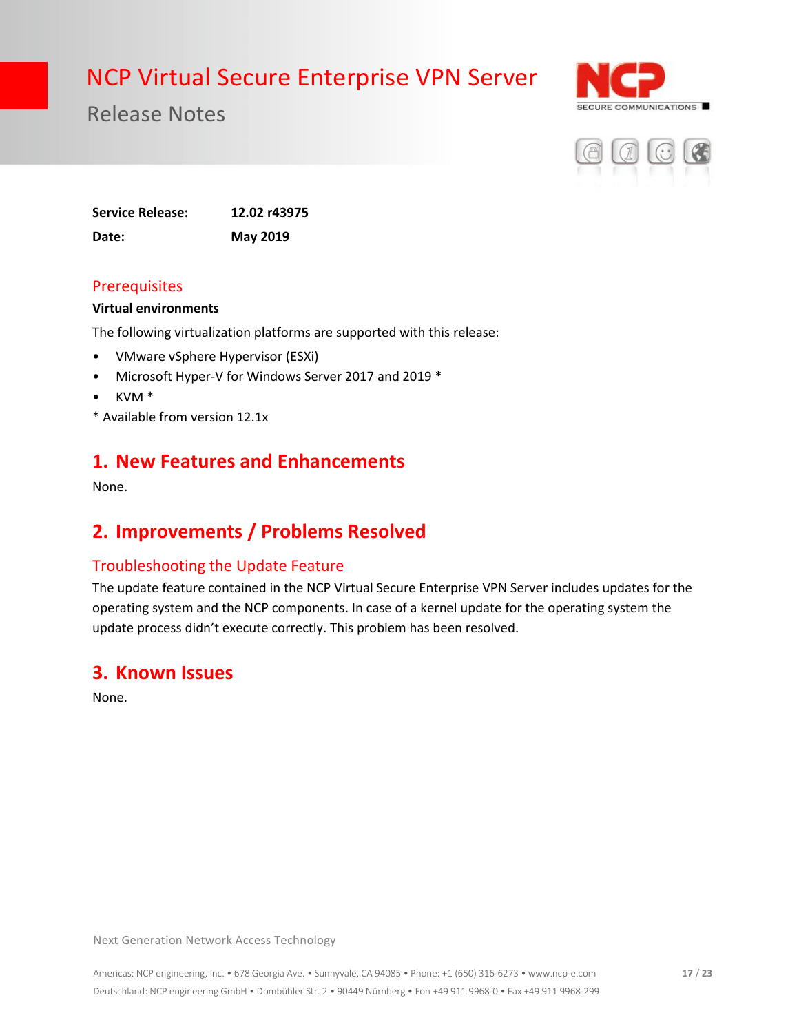# NCP Virtual Secure Enterprise VPN Server

## Release Notes

| | |
|---|---|
| **Service Release:** | **12.02 r43975** |
| **Date:** | **May 2019** |

## Prerequisites

**Virtual environments**

The following virtualization platforms are supported with this release:

- VMware vSphere Hypervisor (ESXi)
- Microsoft Hyper-V for Windows Server 2017 and 2019 *
- KVM *

* Available from version 12.1x

## 1. New Features and Enhancements

None.

## 2. Improvements / Problems Resolved

### Troubleshooting the Update Feature

The update feature contained in the NCP Virtual Secure Enterprise VPN Server includes updates for the operating system and the NCP components. In case of a kernel update for the operating system the update process didn't execute correctly. This problem has been resolved.

## 3. Known Issues

None.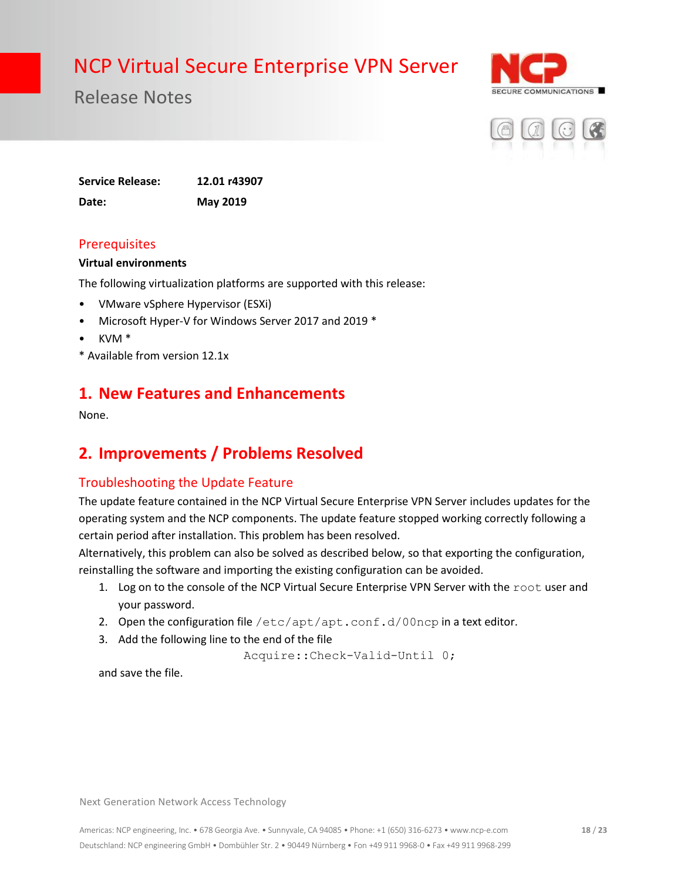# NCP Virtual Secure Enterprise VPN Server

## Release Notes

**Service Release:** **12.01 r43907**

**Date:** **May 2019**

## Prerequisites

**Virtual environments**

The following virtualization platforms are supported with this release:

- VMware vSphere Hypervisor (ESXi)
- Microsoft Hyper-V for Windows Server 2017 and 2019 *
- KVM *

* Available from version 12.1x

## 1. New Features and Enhancements

None.

## 2. Improvements / Problems Resolved

### Troubleshooting the Update Feature

The update feature contained in the NCP Virtual Secure Enterprise VPN Server includes updates for the operating system and the NCP components. The update feature stopped working correctly following a certain period after installation. This problem has been resolved.

Alternatively, this problem can also be solved as described below, so that exporting the configuration, reinstalling the software and importing the existing configuration can be avoided.

1. Log on to the console of the NCP Virtual Secure Enterprise VPN Server with the `root` user and your password.
2. Open the configuration file `/etc/apt/apt.conf.d/00ncp` in a text editor.
3. Add the following line to the end of the file

```
Acquire::Check-Valid-Until 0;
```

and save the file.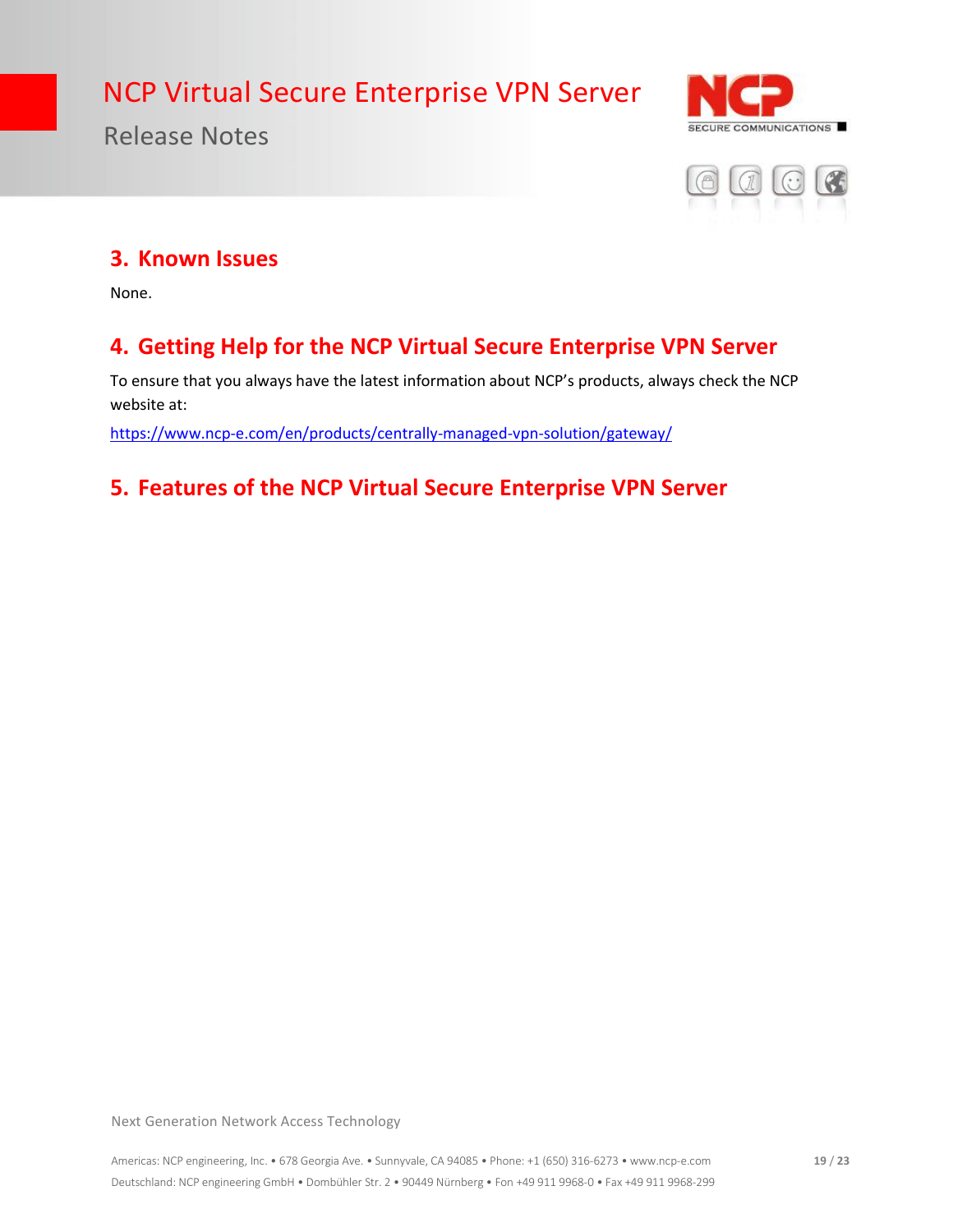## 3. Known Issues

None.

## 4. Getting Help for the NCP Virtual Secure Enterprise VPN Server

To ensure that you always have the latest information about NCP's products, always check the NCP website at:

https://www.ncp-e.com/en/products/centrally-managed-vpn-solution/gateway/

## 5. Features of the NCP Virtual Secure Enterprise VPN Server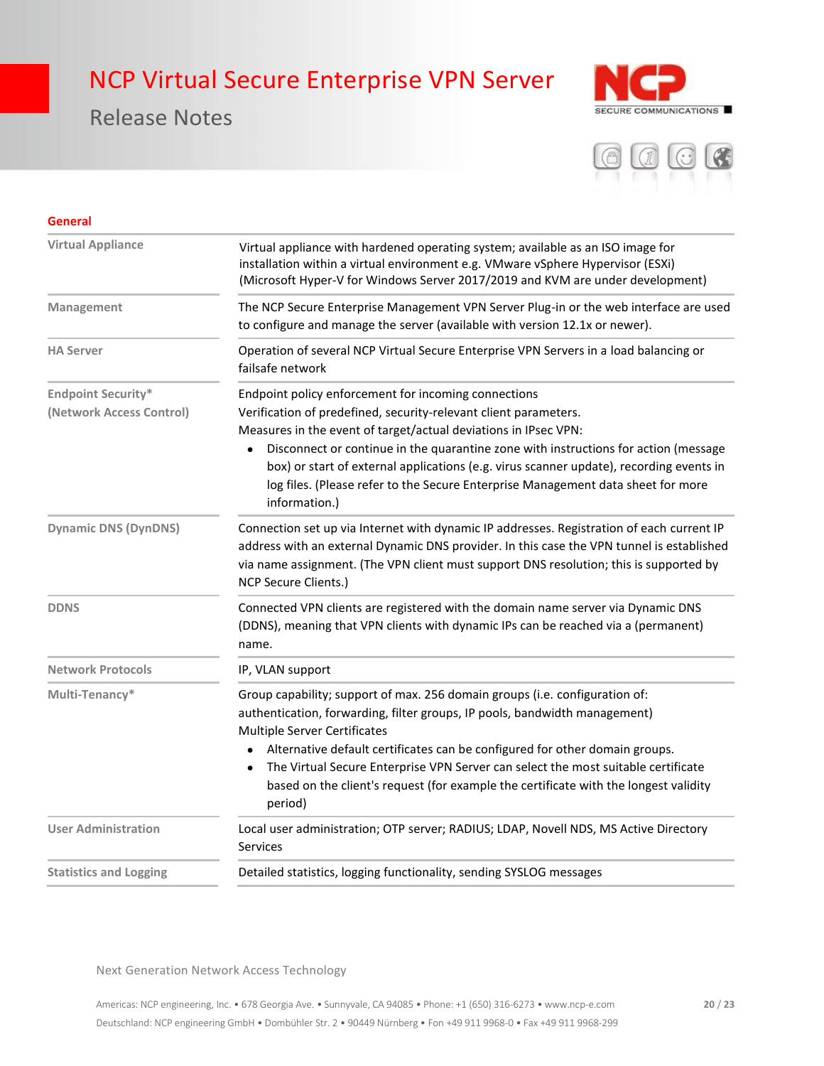## General

| | |
|---|---|
| Virtual Appliance | Virtual appliance with hardened operating system; available as an ISO image for installation within a virtual environment e.g. VMware vSphere Hypervisor (ESXi) (Microsoft Hyper-V for Windows Server 2017/2019 and KVM are under development) |
| Management | The NCP Secure Enterprise Management VPN Server Plug-in or the web interface are used to configure and manage the server (available with version 12.1x or newer). |
| HA Server | Operation of several NCP Virtual Secure Enterprise VPN Servers in a load balancing or failsafe network |
| Endpoint Security* (Network Access Control) | Endpoint policy enforcement for incoming connections<br>Verification of predefined, security-relevant client parameters.<br>Measures in the event of target/actual deviations in IPsec VPN:<br>• Disconnect or continue in the quarantine zone with instructions for action (message box) or start of external applications (e.g. virus scanner update), recording events in log files. (Please refer to the Secure Enterprise Management data sheet for more information.) |
| Dynamic DNS (DynDNS) | Connection set up via Internet with dynamic IP addresses. Registration of each current IP address with an external Dynamic DNS provider. In this case the VPN tunnel is established via name assignment. (The VPN client must support DNS resolution; this is supported by NCP Secure Clients.) |
| DDNS | Connected VPN clients are registered with the domain name server via Dynamic DNS (DDNS), meaning that VPN clients with dynamic IPs can be reached via a (permanent) name. |
| Network Protocols | IP, VLAN support |
| Multi-Tenancy* | Group capability; support of max. 256 domain groups (i.e. configuration of: authentication, forwarding, filter groups, IP pools, bandwidth management)<br>Multiple Server Certificates<br>• Alternative default certificates can be configured for other domain groups.<br>• The Virtual Secure Enterprise VPN Server can select the most suitable certificate based on the client's request (for example the certificate with the longest validity period) |
| User Administration | Local user administration; OTP server; RADIUS; LDAP, Novell NDS, MS Active Directory Services |
| Statistics and Logging | Detailed statistics, logging functionality, sending SYSLOG messages |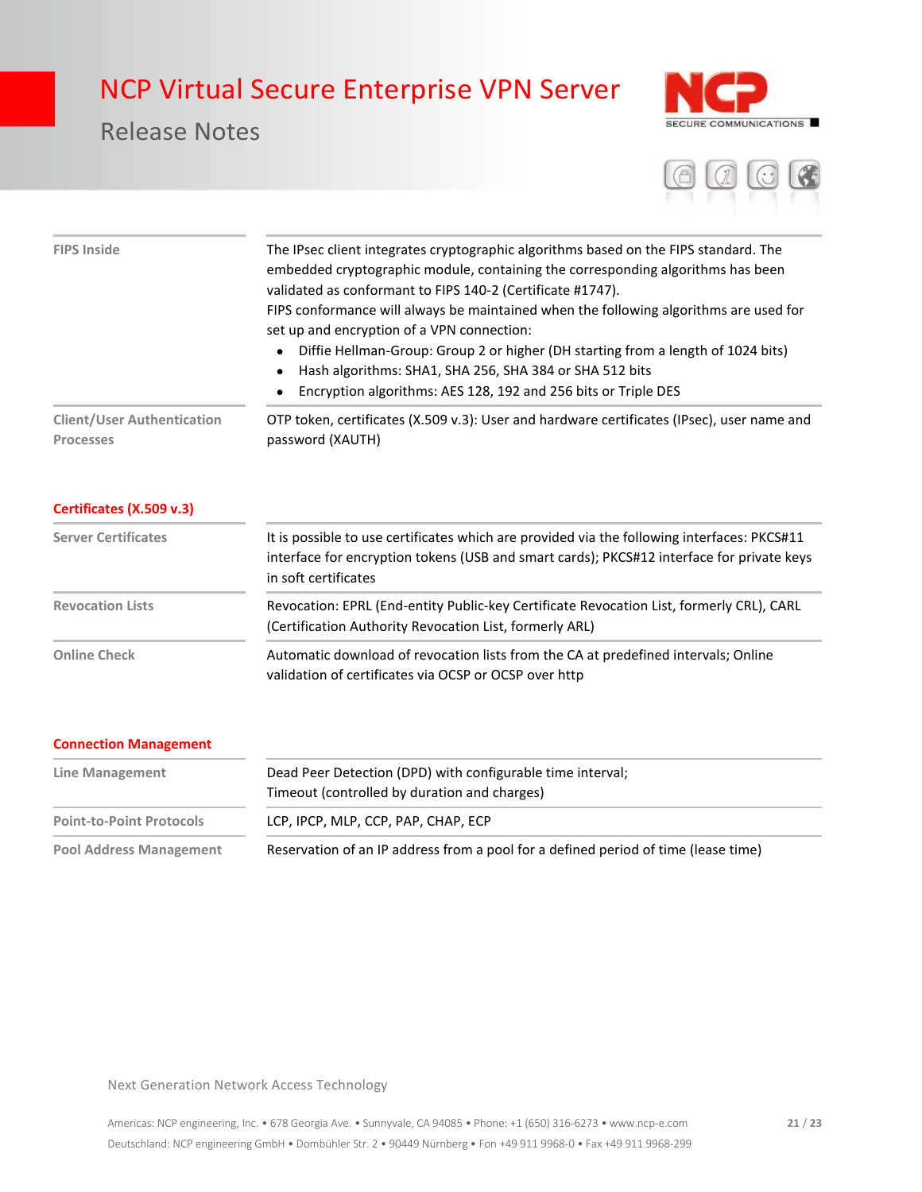| | |
|---|---|
| **FIPS Inside** | The IPsec client integrates cryptographic algorithms based on the FIPS standard. The embedded cryptographic module, containing the corresponding algorithms has been validated as conformant to FIPS 140-2 (Certificate #1747). FIPS conformance will always be maintained when the following algorithms are used for set up and encryption of a VPN connection: <br>• Diffie Hellman-Group: Group 2 or higher (DH starting from a length of 1024 bits) <br>• Hash algorithms: SHA1, SHA 256, SHA 384 or SHA 512 bits <br>• Encryption algorithms: AES 128, 192 and 256 bits or Triple DES |
| **Client/User Authentication Processes** | OTP token, certificates (X.509 v.3): User and hardware certificates (IPsec), user name and password (XAUTH) |

## Certificates (X.509 v.3)

| | |
|---|---|
| **Server Certificates** | It is possible to use certificates which are provided via the following interfaces: PKCS#11 interface for encryption tokens (USB and smart cards); PKCS#12 interface for private keys in soft certificates |
| **Revocation Lists** | Revocation: EPRL (End-entity Public-key Certificate Revocation List, formerly CRL), CARL (Certification Authority Revocation List, formerly ARL) |
| **Online Check** | Automatic download of revocation lists from the CA at predefined intervals; Online validation of certificates via OCSP or OCSP over http |

## Connection Management

| | |
|---|---|
| **Line Management** | Dead Peer Detection (DPD) with configurable time interval; <br>Timeout (controlled by duration and charges) |
| **Point-to-Point Protocols** | LCP, IPCP, MLP, CCP, PAP, CHAP, ECP |
| **Pool Address Management** | Reservation of an IP address from a pool for a defined period of time (lease time) |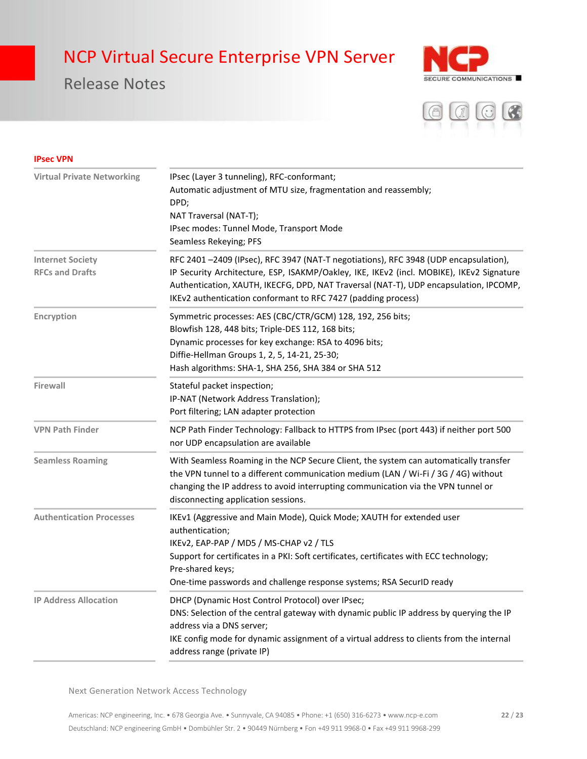## IPsec VPN

| | |
|---|---|
| **Virtual Private Networking** | IPsec (Layer 3 tunneling), RFC-conformant;<br>Automatic adjustment of MTU size, fragmentation and reassembly;<br>DPD;<br>NAT Traversal (NAT-T);<br>IPsec modes: Tunnel Mode, Transport Mode<br>Seamless Rekeying; PFS |
| **Internet Society RFCs and Drafts** | RFC 2401 –2409 (IPsec), RFC 3947 (NAT-T negotiations), RFC 3948 (UDP encapsulation), IP Security Architecture, ESP, ISAKMP/Oakley, IKE, IKEv2 (incl. MOBIKE), IKEv2 Signature Authentication, XAUTH, IKECFG, DPD, NAT Traversal (NAT-T), UDP encapsulation, IPCOMP, IKEv2 authentication conformant to RFC 7427 (padding process) |
| **Encryption** | Symmetric processes: AES (CBC/CTR/GCM) 128, 192, 256 bits;<br>Blowfish 128, 448 bits; Triple-DES 112, 168 bits;<br>Dynamic processes for key exchange: RSA to 4096 bits;<br>Diffie-Hellman Groups 1, 2, 5, 14-21, 25-30;<br>Hash algorithms: SHA-1, SHA 256, SHA 384 or SHA 512 |
| **Firewall** | Stateful packet inspection;<br>IP-NAT (Network Address Translation);<br>Port filtering; LAN adapter protection |
| **VPN Path Finder** | NCP Path Finder Technology: Fallback to HTTPS from IPsec (port 443) if neither port 500 nor UDP encapsulation are available |
| **Seamless Roaming** | With Seamless Roaming in the NCP Secure Client, the system can automatically transfer the VPN tunnel to a different communication medium (LAN / Wi-Fi / 3G / 4G) without changing the IP address to avoid interrupting communication via the VPN tunnel or disconnecting application sessions. |
| **Authentication Processes** | IKEv1 (Aggressive and Main Mode), Quick Mode; XAUTH for extended user authentication;<br>IKEv2, EAP-PAP / MD5 / MS-CHAP v2 / TLS<br>Support for certificates in a PKI: Soft certificates, certificates with ECC technology;<br>Pre-shared keys;<br>One-time passwords and challenge response systems; RSA SecurID ready |
| **IP Address Allocation** | DHCP (Dynamic Host Control Protocol) over IPsec;<br>DNS: Selection of the central gateway with dynamic public IP address by querying the IP address via a DNS server;<br>IKE config mode for dynamic assignment of a virtual address to clients from the internal address range (private IP) |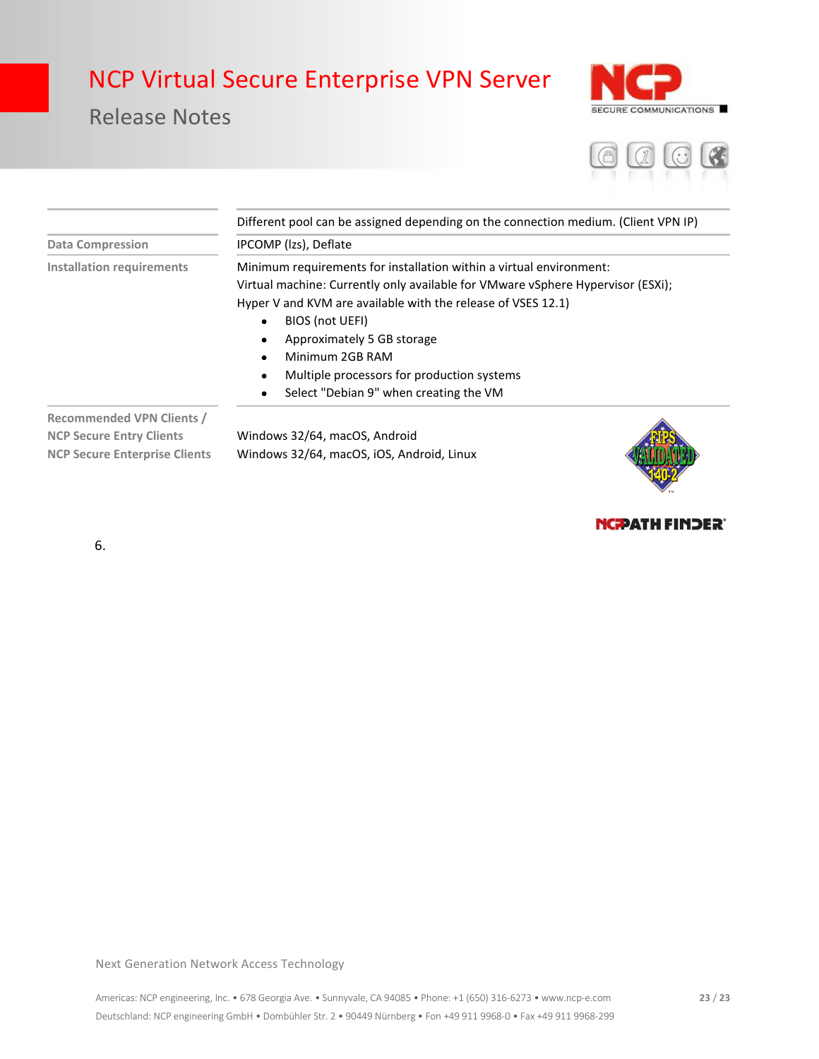| | |
|---|---|
| | Different pool can be assigned depending on the connection medium. (Client VPN IP) |
| Data Compression | IPCOMP (lzs), Deflate |
| Installation requirements | Minimum requirements for installation within a virtual environment:<br>Virtual machine: Currently only available for VMware vSphere Hypervisor (ESXi); Hyper V and KVM are available with the release of VSES 12.1)<br>• BIOS (not UEFI)<br>• Approximately 5 GB storage<br>• Minimum 2GB RAM<br>• Multiple processors for production systems<br>• Select "Debian 9" when creating the VM |
| Recommended VPN Clients /<br>NCP Secure Entry Clients<br>NCP Secure Enterprise Clients | <br>Windows 32/64, macOS, Android<br>Windows 32/64, macOS, iOS, Android, Linux |

6.